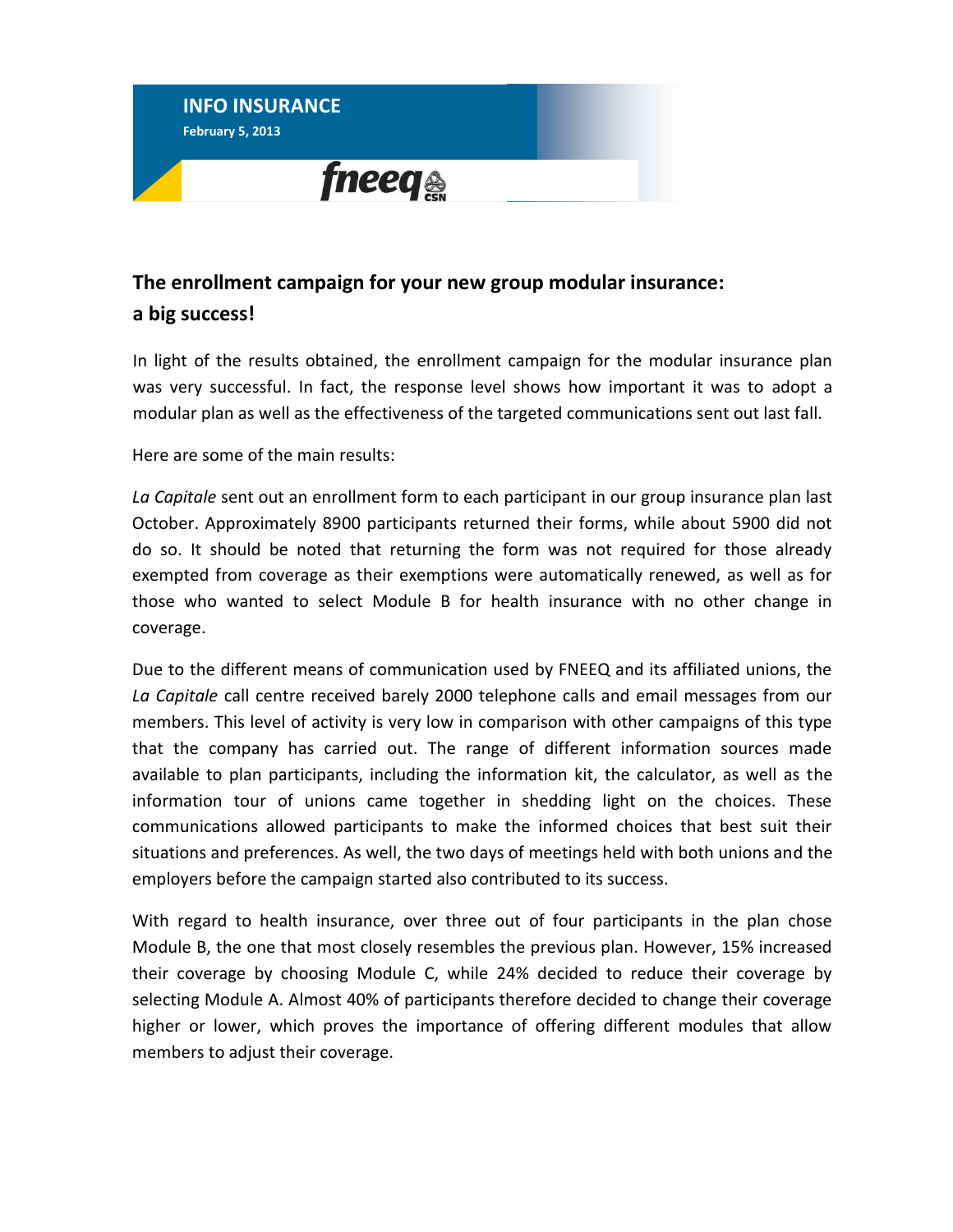**INFO INSURANCE**
**February 5, 2013**

fneeq CSN

## The enrollment campaign for your new group modular insurance: a big success!

In light of the results obtained, the enrollment campaign for the modular insurance plan was very successful. In fact, the response level shows how important it was to adopt a modular plan as well as the effectiveness of the targeted communications sent out last fall.

Here are some of the main results:

*La Capitale* sent out an enrollment form to each participant in our group insurance plan last October. Approximately 8900 participants returned their forms, while about 5900 did not do so. It should be noted that returning the form was not required for those already exempted from coverage as their exemptions were automatically renewed, as well as for those who wanted to select Module B for health insurance with no other change in coverage.

Due to the different means of communication used by FNEEQ and its affiliated unions, the *La Capitale* call centre received barely 2000 telephone calls and email messages from our members. This level of activity is very low in comparison with other campaigns of this type that the company has carried out. The range of different information sources made available to plan participants, including the information kit, the calculator, as well as the information tour of unions came together in shedding light on the choices. These communications allowed participants to make the informed choices that best suit their situations and preferences. As well, the two days of meetings held with both unions and the employers before the campaign started also contributed to its success.

With regard to health insurance, over three out of four participants in the plan chose Module B, the one that most closely resembles the previous plan. However, 15% increased their coverage by choosing Module C, while 24% decided to reduce their coverage by selecting Module A. Almost 40% of participants therefore decided to change their coverage higher or lower, which proves the importance of offering different modules that allow members to adjust their coverage.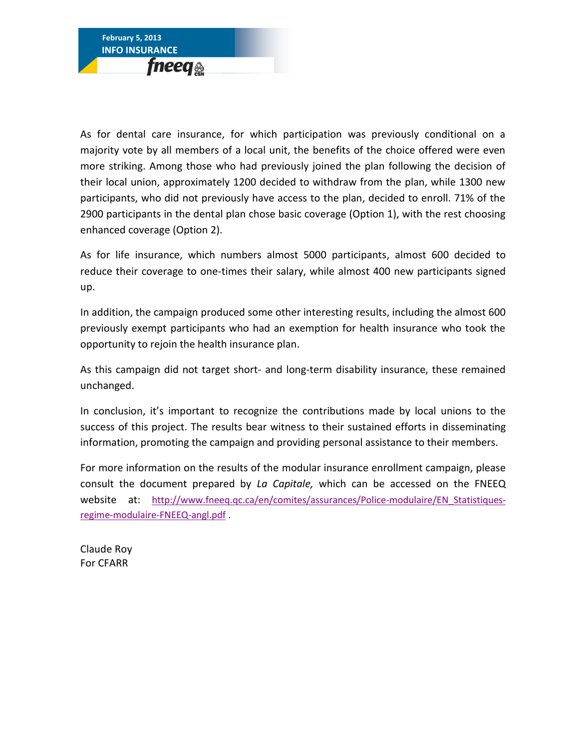As for dental care insurance, for which participation was previously conditional on a majority vote by all members of a local unit, the benefits of the choice offered were even more striking. Among those who had previously joined the plan following the decision of their local union, approximately 1200 decided to withdraw from the plan, while 1300 new participants, who did not previously have access to the plan, decided to enroll. 71% of the 2900 participants in the dental plan chose basic coverage (Option 1), with the rest choosing enhanced coverage (Option 2).

As for life insurance, which numbers almost 5000 participants, almost 600 decided to reduce their coverage to one-times their salary, while almost 400 new participants signed up.

In addition, the campaign produced some other interesting results, including the almost 600 previously exempt participants who had an exemption for health insurance who took the opportunity to rejoin the health insurance plan.

As this campaign did not target short- and long-term disability insurance, these remained unchanged.

In conclusion, it's important to recognize the contributions made by local unions to the success of this project. The results bear witness to their sustained efforts in disseminating information, promoting the campaign and providing personal assistance to their members.

For more information on the results of the modular insurance enrollment campaign, please consult the document prepared by *La Capitale,* which can be accessed on the FNEEQ website at: http://www.fneeq.qc.ca/en/comites/assurances/Police-modulaire/EN_Statistiques-regime-modulaire-FNEEQ-angl.pdf .

Claude Roy
For CFARR